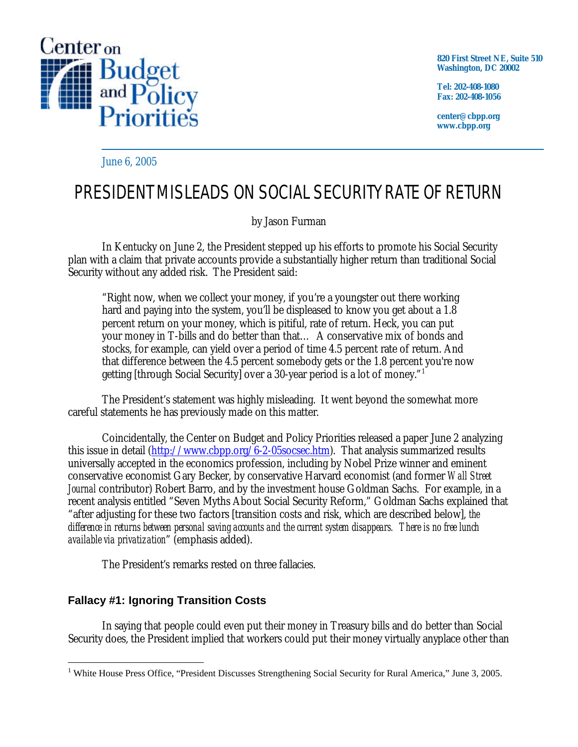Center on Budget and Policy Priorities

820 First Street NE, Suite 510
Washington, DC 20002

Tel: 202-408-1080
Fax: 202-408-1056

center@cbpp.org
www.cbpp.org

June 6, 2005

# PRESIDENT MISLEADS ON SOCIAL SECURITY RATE OF RETURN

by Jason Furman

In Kentucky on June 2, the President stepped up his efforts to promote his Social Security plan with a claim that private accounts provide a substantially higher return than traditional Social Security without any added risk. The President said:

> "Right now, when we collect your money, if you're a youngster out there working hard and paying into the system, you'll be displeased to know you get about a 1.8 percent return on your money, which is pitiful, rate of return. Heck, you can put your money in T-bills and do better than that… A conservative mix of bonds and stocks, for example, can yield over a period of time 4.5 percent rate of return. And that difference between the 4.5 percent somebody gets or the 1.8 percent you're now getting [through Social Security] over a 30-year period is a lot of money."[1]

The President's statement was highly misleading. It went beyond the somewhat more careful statements he has previously made on this matter.

Coincidentally, the Center on Budget and Policy Priorities released a paper June 2 analyzing this issue in detail (http://www.cbpp.org/6-2-05socsec.htm). That analysis summarized results universally accepted in the economics profession, including by Nobel Prize winner and eminent conservative economist Gary Becker, by conservative Harvard economist (and former *Wall Street Journal* contributor) Robert Barro, and by the investment house Goldman Sachs. For example, in a recent analysis entitled "Seven Myths About Social Security Reform," Goldman Sachs explained that "after adjusting for these two factors [transition costs and risk, which are described below], *the difference in returns between personal saving accounts and the current system disappears. There is no free lunch available via privatization*" (emphasis added).

The President's remarks rested on three fallacies.

## Fallacy #1: Ignoring Transition Costs

In saying that people could even put their money in Treasury bills and do better than Social Security does, the President implied that workers could put their money virtually anyplace other than

---

[1] White House Press Office, "President Discusses Strengthening Social Security for Rural America," June 3, 2005.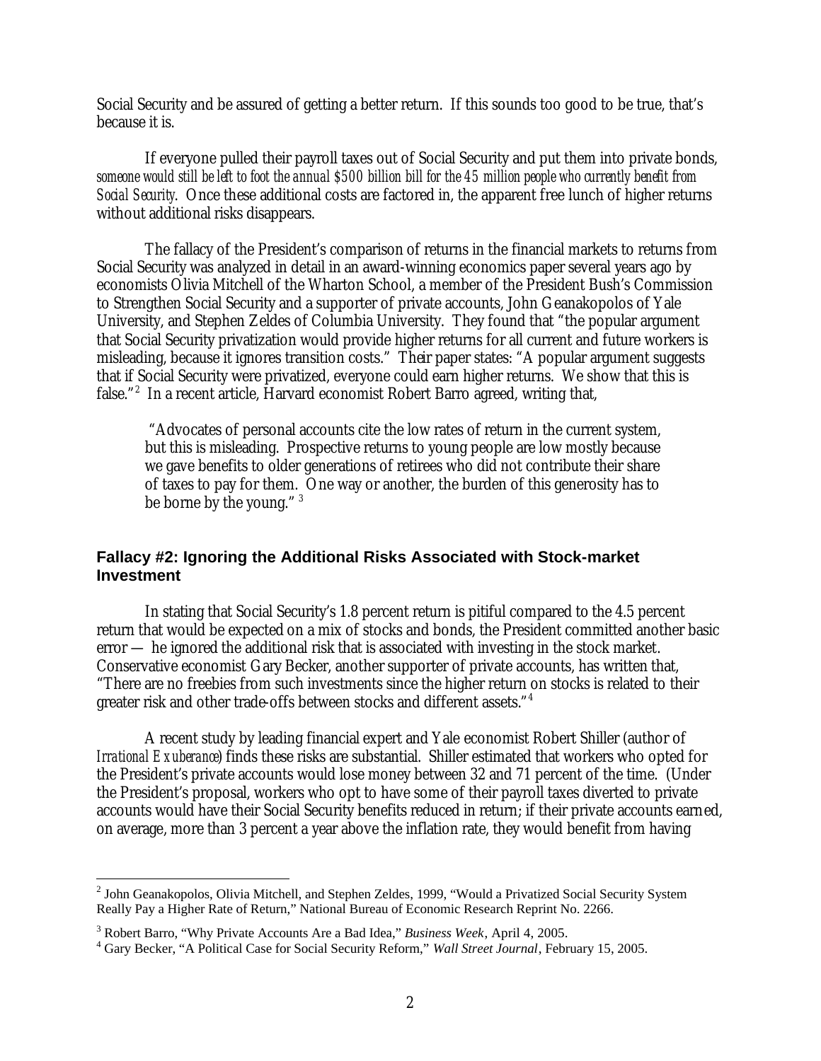Social Security and be assured of getting a better return. If this sounds too good to be true, that's because it is.

If everyone pulled their payroll taxes out of Social Security and put them into private bonds, *someone would still be left to foot the annual $500 billion bill for the 45 million people who currently benefit from Social Security*. Once these additional costs are factored in, the apparent free lunch of higher returns without additional risks disappears.

The fallacy of the President's comparison of returns in the financial markets to returns from Social Security was analyzed in detail in an award-winning economics paper several years ago by economists Olivia Mitchell of the Wharton School, a member of the President Bush's Commission to Strengthen Social Security and a supporter of private accounts, John Geanakopolos of Yale University, and Stephen Zeldes of Columbia University. They found that "the popular argument that Social Security privatization would provide higher returns for all current and future workers is misleading, because it ignores transition costs." Their paper states: "A popular argument suggests that if Social Security were privatized, everyone could earn higher returns. We show that this is false."[2] In a recent article, Harvard economist Robert Barro agreed, writing that,

> "Advocates of personal accounts cite the low rates of return in the current system, but this is misleading. Prospective returns to young people are low mostly because we gave benefits to older generations of retirees who did not contribute their share of taxes to pay for them. One way or another, the burden of this generosity has to be borne by the young."[3]

### Fallacy #2: Ignoring the Additional Risks Associated with Stock-market Investment

In stating that Social Security's 1.8 percent return is pitiful compared to the 4.5 percent return that would be expected on a mix of stocks and bonds, the President committed another basic error — he ignored the additional risk that is associated with investing in the stock market. Conservative economist Gary Becker, another supporter of private accounts, has written that, "There are no freebies from such investments since the higher return on stocks is related to their greater risk and other trade-offs between stocks and different assets."[4]

A recent study by leading financial expert and Yale economist Robert Shiller (author of *Irrational Exuberance*) finds these risks are substantial. Shiller estimated that workers who opted for the President's private accounts would lose money between 32 and 71 percent of the time. (Under the President's proposal, workers who opt to have some of their payroll taxes diverted to private accounts would have their Social Security benefits reduced in return; if their private accounts earned, on average, more than 3 percent a year above the inflation rate, they would benefit from having

---

[2] John Geanakopolos, Olivia Mitchell, and Stephen Zeldes, 1999, "Would a Privatized Social Security System Really Pay a Higher Rate of Return," National Bureau of Economic Research Reprint No. 2266.

[3] Robert Barro, "Why Private Accounts Are a Bad Idea," *Business Week*, April 4, 2005.

[4] Gary Becker, "A Political Case for Social Security Reform," *Wall Street Journal*, February 15, 2005.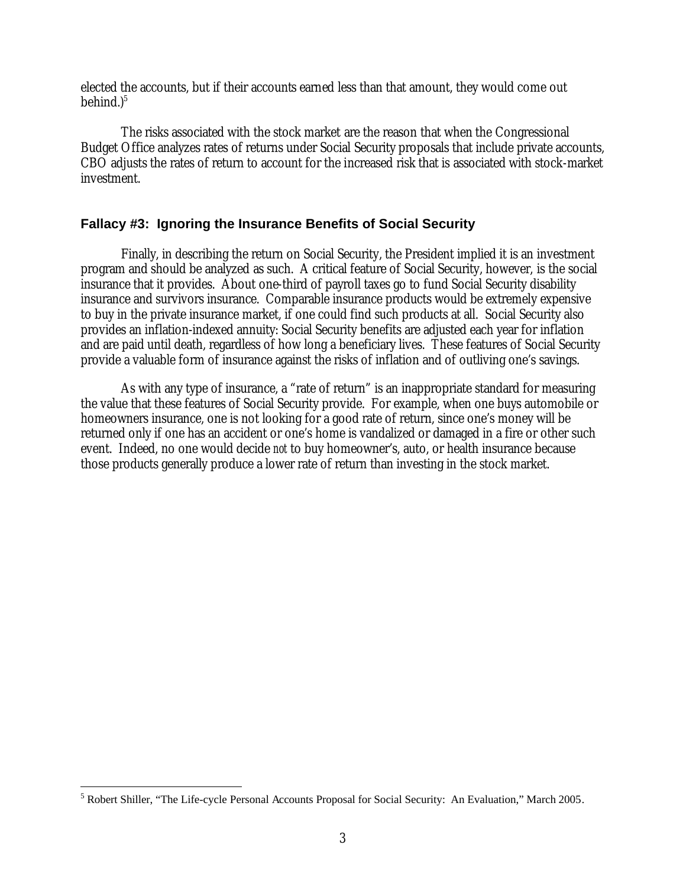elected the accounts, but if their accounts earned less than that amount, they would come out behind.)[5]

The risks associated with the stock market are the reason that when the Congressional Budget Office analyzes rates of returns under Social Security proposals that include private accounts, CBO adjusts the rates of return to account for the increased risk that is associated with stock-market investment.

## Fallacy #3: Ignoring the Insurance Benefits of Social Security

Finally, in describing the return on Social Security, the President implied it is an investment program and should be analyzed as such. A critical feature of Social Security, however, is the social insurance that it provides. About one-third of payroll taxes go to fund Social Security disability insurance and survivors insurance. Comparable insurance products would be extremely expensive to buy in the private insurance market, if one could find such products at all. Social Security also provides an inflation-indexed annuity: Social Security benefits are adjusted each year for inflation and are paid until death, regardless of how long a beneficiary lives. These features of Social Security provide a valuable form of insurance against the risks of inflation and of outliving one's savings.

As with any type of insurance, a "rate of return" is an inappropriate standard for measuring the value that these features of Social Security provide. For example, when one buys automobile or homeowners insurance, one is not looking for a good rate of return, since one's money will be returned only if one has an accident or one's home is vandalized or damaged in a fire or other such event. Indeed, no one would decide *not* to buy homeowner's, auto, or health insurance because those products generally produce a lower rate of return than investing in the stock market.

[5] Robert Shiller, "The Life-cycle Personal Accounts Proposal for Social Security: An Evaluation," March 2005.